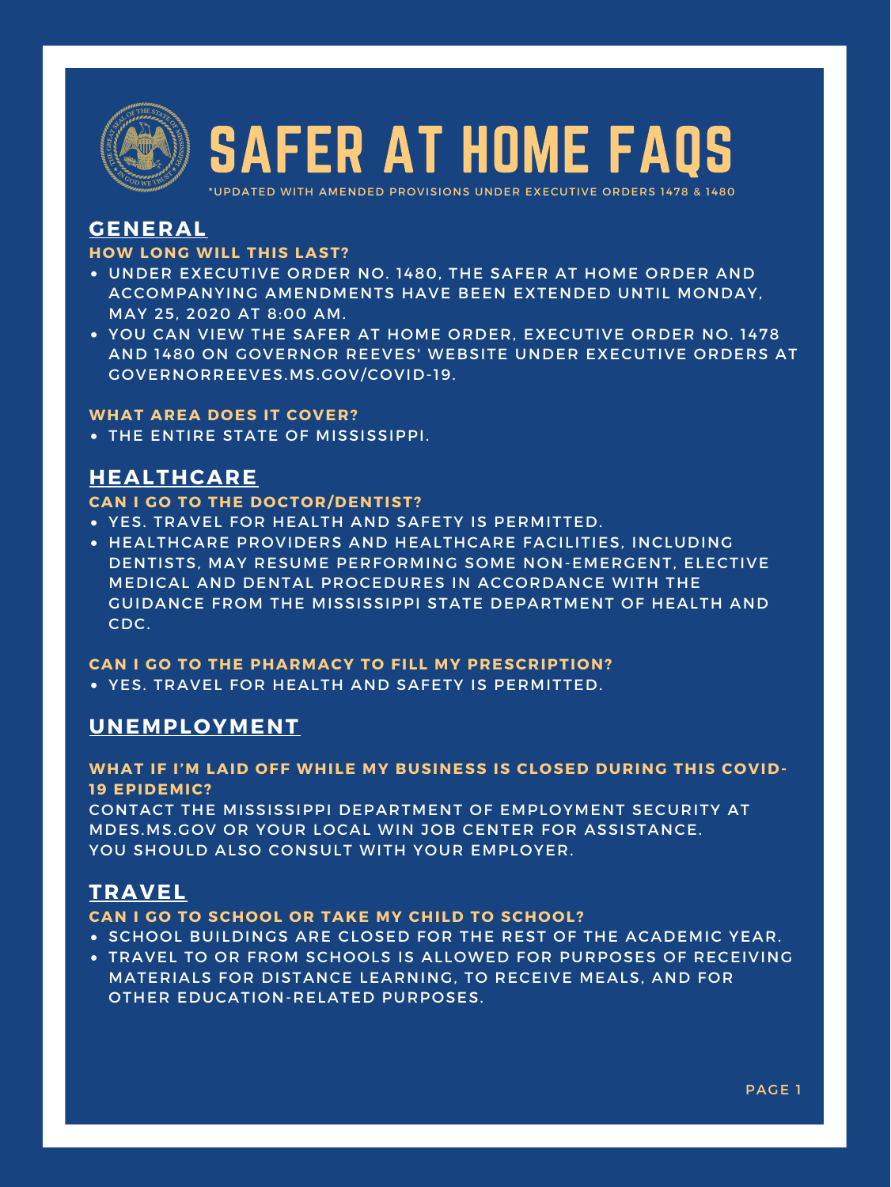# SAFER AT HOME FAQS

*UPDATED WITH AMENDED PROVISIONS UNDER EXECUTIVE ORDERS 1478 & 1480

## GENERAL

**HOW LONG WILL THIS LAST?**

- UNDER EXECUTIVE ORDER NO. 1480, THE SAFER AT HOME ORDER AND ACCOMPANYING AMENDMENTS HAVE BEEN EXTENDED UNTIL MONDAY, MAY 25, 2020 AT 8:00 AM.
- YOU CAN VIEW THE SAFER AT HOME ORDER, EXECUTIVE ORDER NO. 1478 AND 1480 ON GOVERNOR REEVES' WEBSITE UNDER EXECUTIVE ORDERS AT GOVERNORREEVES.MS.GOV/COVID-19.

**WHAT AREA DOES IT COVER?**

- THE ENTIRE STATE OF MISSISSIPPI.

## HEALTHCARE

**CAN I GO TO THE DOCTOR/DENTIST?**

- YES. TRAVEL FOR HEALTH AND SAFETY IS PERMITTED.
- HEALTHCARE PROVIDERS AND HEALTHCARE FACILITIES, INCLUDING DENTISTS, MAY RESUME PERFORMING SOME NON-EMERGENT, ELECTIVE MEDICAL AND DENTAL PROCEDURES IN ACCORDANCE WITH THE GUIDANCE FROM THE MISSISSIPPI STATE DEPARTMENT OF HEALTH AND CDC.

**CAN I GO TO THE PHARMACY TO FILL MY PRESCRIPTION?**

- YES. TRAVEL FOR HEALTH AND SAFETY IS PERMITTED.

## UNEMPLOYMENT

**WHAT IF I'M LAID OFF WHILE MY BUSINESS IS CLOSED DURING THIS COVID-19 EPIDEMIC?**

CONTACT THE MISSISSIPPI DEPARTMENT OF EMPLOYMENT SECURITY AT MDES.MS.GOV OR YOUR LOCAL WIN JOB CENTER FOR ASSISTANCE.
YOU SHOULD ALSO CONSULT WITH YOUR EMPLOYER.

## TRAVEL

**CAN I GO TO SCHOOL OR TAKE MY CHILD TO SCHOOL?**

- SCHOOL BUILDINGS ARE CLOSED FOR THE REST OF THE ACADEMIC YEAR.
- TRAVEL TO OR FROM SCHOOLS IS ALLOWED FOR PURPOSES OF RECEIVING MATERIALS FOR DISTANCE LEARNING, TO RECEIVE MEALS, AND FOR OTHER EDUCATION-RELATED PURPOSES.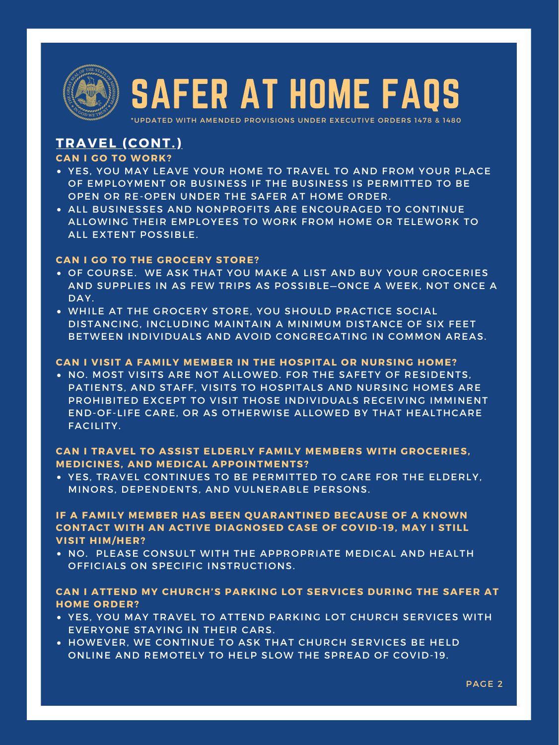# SAFER AT HOME FAQS

*UPDATED WITH AMENDED PROVISIONS UNDER EXECUTIVE ORDERS 1478 & 1480

## TRAVEL (CONT.)

### CAN I GO TO WORK?

- YES, YOU MAY LEAVE YOUR HOME TO TRAVEL TO AND FROM YOUR PLACE OF EMPLOYMENT OR BUSINESS IF THE BUSINESS IS PERMITTED TO BE OPEN OR RE-OPEN UNDER THE SAFER AT HOME ORDER.
- ALL BUSINESSES AND NONPROFITS ARE ENCOURAGED TO CONTINUE ALLOWING THEIR EMPLOYEES TO WORK FROM HOME OR TELEWORK TO ALL EXTENT POSSIBLE.

### CAN I GO TO THE GROCERY STORE?

- OF COURSE. WE ASK THAT YOU MAKE A LIST AND BUY YOUR GROCERIES AND SUPPLIES IN AS FEW TRIPS AS POSSIBLE—ONCE A WEEK, NOT ONCE A DAY.
- WHILE AT THE GROCERY STORE, YOU SHOULD PRACTICE SOCIAL DISTANCING, INCLUDING MAINTAIN A MINIMUM DISTANCE OF SIX FEET BETWEEN INDIVIDUALS AND AVOID CONGREGATING IN COMMON AREAS.

### CAN I VISIT A FAMILY MEMBER IN THE HOSPITAL OR NURSING HOME?

- NO. MOST VISITS ARE NOT ALLOWED. FOR THE SAFETY OF RESIDENTS, PATIENTS, AND STAFF, VISITS TO HOSPITALS AND NURSING HOMES ARE PROHIBITED EXCEPT TO VISIT THOSE INDIVIDUALS RECEIVING IMMINENT END-OF-LIFE CARE, OR AS OTHERWISE ALLOWED BY THAT HEALTHCARE FACILITY.

### CAN I TRAVEL TO ASSIST ELDERLY FAMILY MEMBERS WITH GROCERIES, MEDICINES, AND MEDICAL APPOINTMENTS?

- YES, TRAVEL CONTINUES TO BE PERMITTED TO CARE FOR THE ELDERLY, MINORS, DEPENDENTS, AND VULNERABLE PERSONS.

### IF A FAMILY MEMBER HAS BEEN QUARANTINED BECAUSE OF A KNOWN CONTACT WITH AN ACTIVE DIAGNOSED CASE OF COVID-19, MAY I STILL VISIT HIM/HER?

- NO. PLEASE CONSULT WITH THE APPROPRIATE MEDICAL AND HEALTH OFFICIALS ON SPECIFIC INSTRUCTIONS.

### CAN I ATTEND MY CHURCH'S PARKING LOT SERVICES DURING THE SAFER AT HOME ORDER?

- YES, YOU MAY TRAVEL TO ATTEND PARKING LOT CHURCH SERVICES WITH EVERYONE STAYING IN THEIR CARS.
- HOWEVER, WE CONTINUE TO ASK THAT CHURCH SERVICES BE HELD ONLINE AND REMOTELY TO HELP SLOW THE SPREAD OF COVID-19.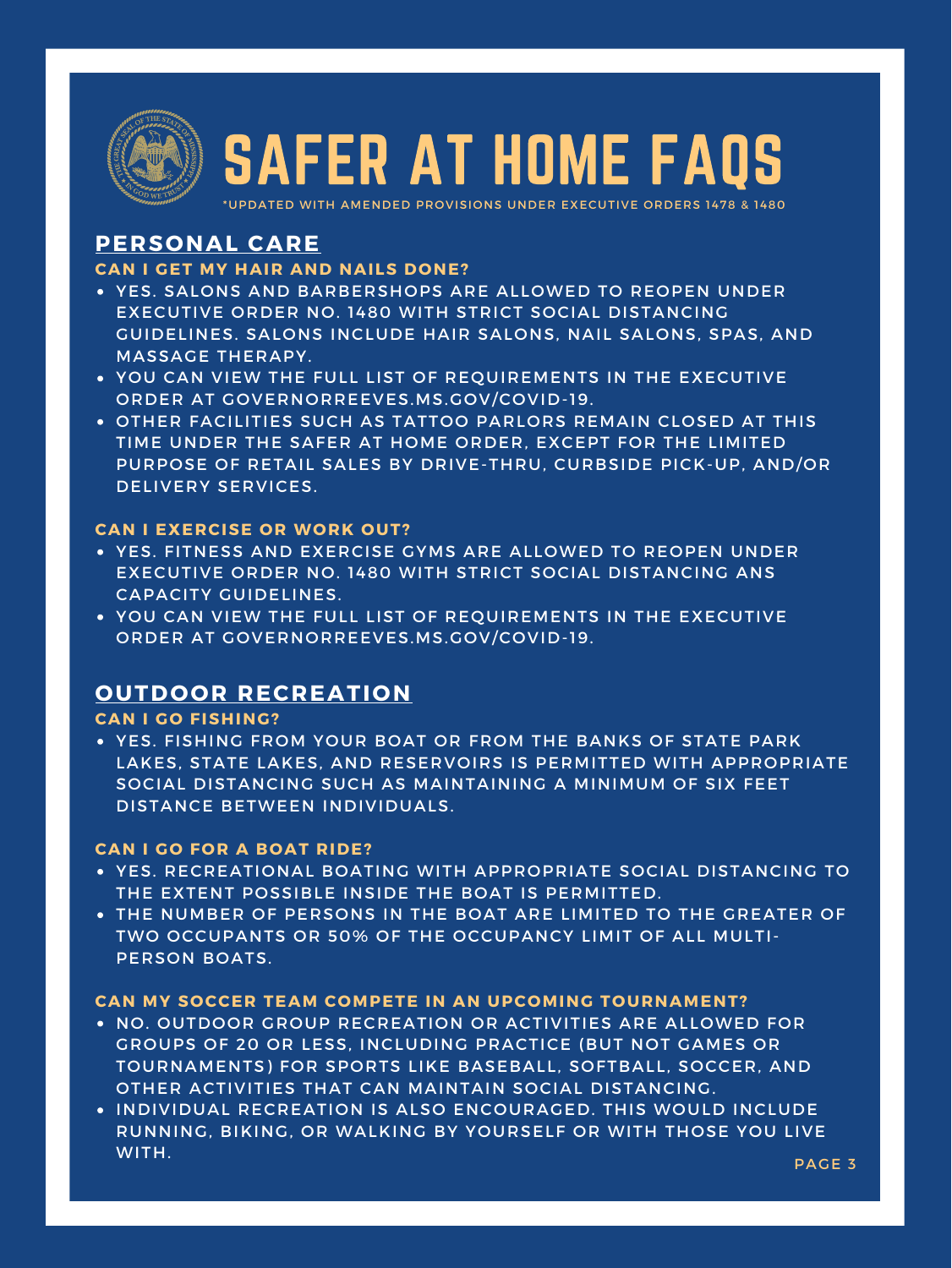# SAFER AT HOME FAQS

*UPDATED WITH AMENDED PROVISIONS UNDER EXECUTIVE ORDERS 1478 & 1480

## PERSONAL CARE

### CAN I GET MY HAIR AND NAILS DONE?

- YES. SALONS AND BARBERSHOPS ARE ALLOWED TO REOPEN UNDER EXECUTIVE ORDER NO. 1480 WITH STRICT SOCIAL DISTANCING GUIDELINES. SALONS INCLUDE HAIR SALONS, NAIL SALONS, SPAS, AND MASSAGE THERAPY.
- YOU CAN VIEW THE FULL LIST OF REQUIREMENTS IN THE EXECUTIVE ORDER AT GOVERNORREEVES.MS.GOV/COVID-19.
- OTHER FACILITIES SUCH AS TATTOO PARLORS REMAIN CLOSED AT THIS TIME UNDER THE SAFER AT HOME ORDER, EXCEPT FOR THE LIMITED PURPOSE OF RETAIL SALES BY DRIVE-THRU, CURBSIDE PICK-UP, AND/OR DELIVERY SERVICES.

### CAN I EXERCISE OR WORK OUT?

- YES. FITNESS AND EXERCISE GYMS ARE ALLOWED TO REOPEN UNDER EXECUTIVE ORDER NO. 1480 WITH STRICT SOCIAL DISTANCING ANS CAPACITY GUIDELINES.
- YOU CAN VIEW THE FULL LIST OF REQUIREMENTS IN THE EXECUTIVE ORDER AT GOVERNORREEVES.MS.GOV/COVID-19.

## OUTDOOR RECREATION

### CAN I GO FISHING?

- YES. FISHING FROM YOUR BOAT OR FROM THE BANKS OF STATE PARK LAKES, STATE LAKES, AND RESERVOIRS IS PERMITTED WITH APPROPRIATE SOCIAL DISTANCING SUCH AS MAINTAINING A MINIMUM OF SIX FEET DISTANCE BETWEEN INDIVIDUALS.

### CAN I GO FOR A BOAT RIDE?

- YES. RECREATIONAL BOATING WITH APPROPRIATE SOCIAL DISTANCING TO THE EXTENT POSSIBLE INSIDE THE BOAT IS PERMITTED.
- THE NUMBER OF PERSONS IN THE BOAT ARE LIMITED TO THE GREATER OF TWO OCCUPANTS OR 50% OF THE OCCUPANCY LIMIT OF ALL MULTI-PERSON BOATS.

### CAN MY SOCCER TEAM COMPETE IN AN UPCOMING TOURNAMENT?

- NO. OUTDOOR GROUP RECREATION OR ACTIVITIES ARE ALLOWED FOR GROUPS OF 20 OR LESS, INCLUDING PRACTICE (BUT NOT GAMES OR TOURNAMENTS) FOR SPORTS LIKE BASEBALL, SOFTBALL, SOCCER, AND OTHER ACTIVITIES THAT CAN MAINTAIN SOCIAL DISTANCING.
- INDIVIDUAL RECREATION IS ALSO ENCOURAGED. THIS WOULD INCLUDE RUNNING, BIKING, OR WALKING BY YOURSELF OR WITH THOSE YOU LIVE WITH.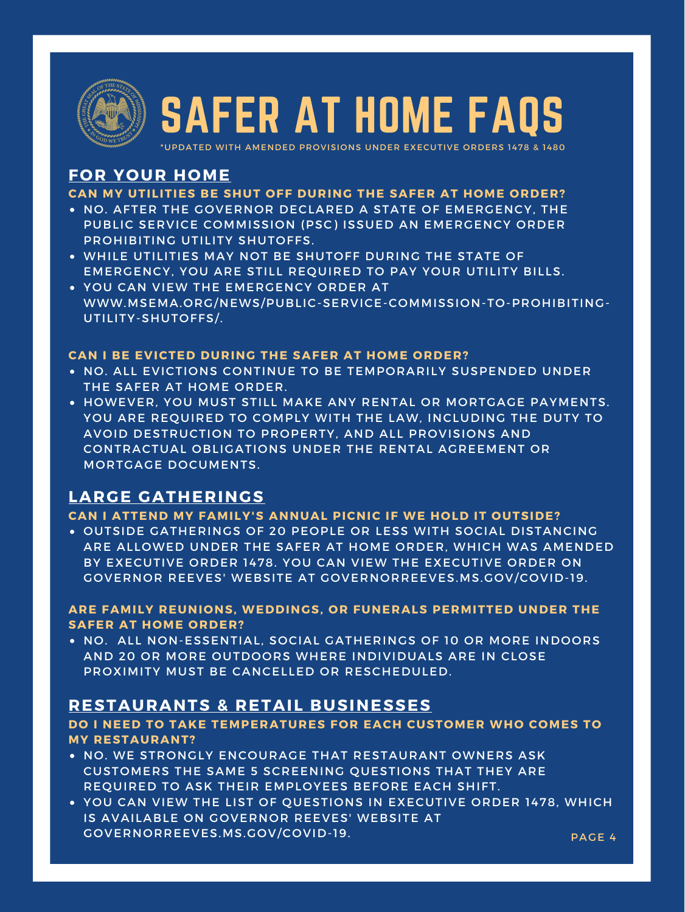# SAFER AT HOME FAQS

*UPDATED WITH AMENDED PROVISIONS UNDER EXECUTIVE ORDERS 1478 & 1480

## FOR YOUR HOME

### CAN MY UTILITIES BE SHUT OFF DURING THE SAFER AT HOME ORDER?

- NO. AFTER THE GOVERNOR DECLARED A STATE OF EMERGENCY, THE PUBLIC SERVICE COMMISSION (PSC) ISSUED AN EMERGENCY ORDER PROHIBITING UTILITY SHUTOFFS.
- WHILE UTILITIES MAY NOT BE SHUTOFF DURING THE STATE OF EMERGENCY, YOU ARE STILL REQUIRED TO PAY YOUR UTILITY BILLS.
- YOU CAN VIEW THE EMERGENCY ORDER AT WWW.MSEMA.ORG/NEWS/PUBLIC-SERVICE-COMMISSION-TO-PROHIBITING-UTILITY-SHUTOFFS/.

### CAN I BE EVICTED DURING THE SAFER AT HOME ORDER?

- NO. ALL EVICTIONS CONTINUE TO BE TEMPORARILY SUSPENDED UNDER THE SAFER AT HOME ORDER.
- HOWEVER, YOU MUST STILL MAKE ANY RENTAL OR MORTGAGE PAYMENTS. YOU ARE REQUIRED TO COMPLY WITH THE LAW, INCLUDING THE DUTY TO AVOID DESTRUCTION TO PROPERTY, AND ALL PROVISIONS AND CONTRACTUAL OBLIGATIONS UNDER THE RENTAL AGREEMENT OR MORTGAGE DOCUMENTS.

## LARGE GATHERINGS

### CAN I ATTEND MY FAMILY'S ANNUAL PICNIC IF WE HOLD IT OUTSIDE?

- OUTSIDE GATHERINGS OF 20 PEOPLE OR LESS WITH SOCIAL DISTANCING ARE ALLOWED UNDER THE SAFER AT HOME ORDER, WHICH WAS AMENDED BY EXECUTIVE ORDER 1478. YOU CAN VIEW THE EXECUTIVE ORDER ON GOVERNOR REEVES' WEBSITE AT GOVERNORREEVES.MS.GOV/COVID-19.

### ARE FAMILY REUNIONS, WEDDINGS, OR FUNERALS PERMITTED UNDER THE SAFER AT HOME ORDER?

- NO. ALL NON-ESSENTIAL, SOCIAL GATHERINGS OF 10 OR MORE INDOORS AND 20 OR MORE OUTDOORS WHERE INDIVIDUALS ARE IN CLOSE PROXIMITY MUST BE CANCELLED OR RESCHEDULED.

## RESTAURANTS & RETAIL BUSINESSES

### DO I NEED TO TAKE TEMPERATURES FOR EACH CUSTOMER WHO COMES TO MY RESTAURANT?

- NO. WE STRONGLY ENCOURAGE THAT RESTAURANT OWNERS ASK CUSTOMERS THE SAME 5 SCREENING QUESTIONS THAT THEY ARE REQUIRED TO ASK THEIR EMPLOYEES BEFORE EACH SHIFT.
- YOU CAN VIEW THE LIST OF QUESTIONS IN EXECUTIVE ORDER 1478, WHICH IS AVAILABLE ON GOVERNOR REEVES' WEBSITE AT GOVERNORREEVES.MS.GOV/COVID-19.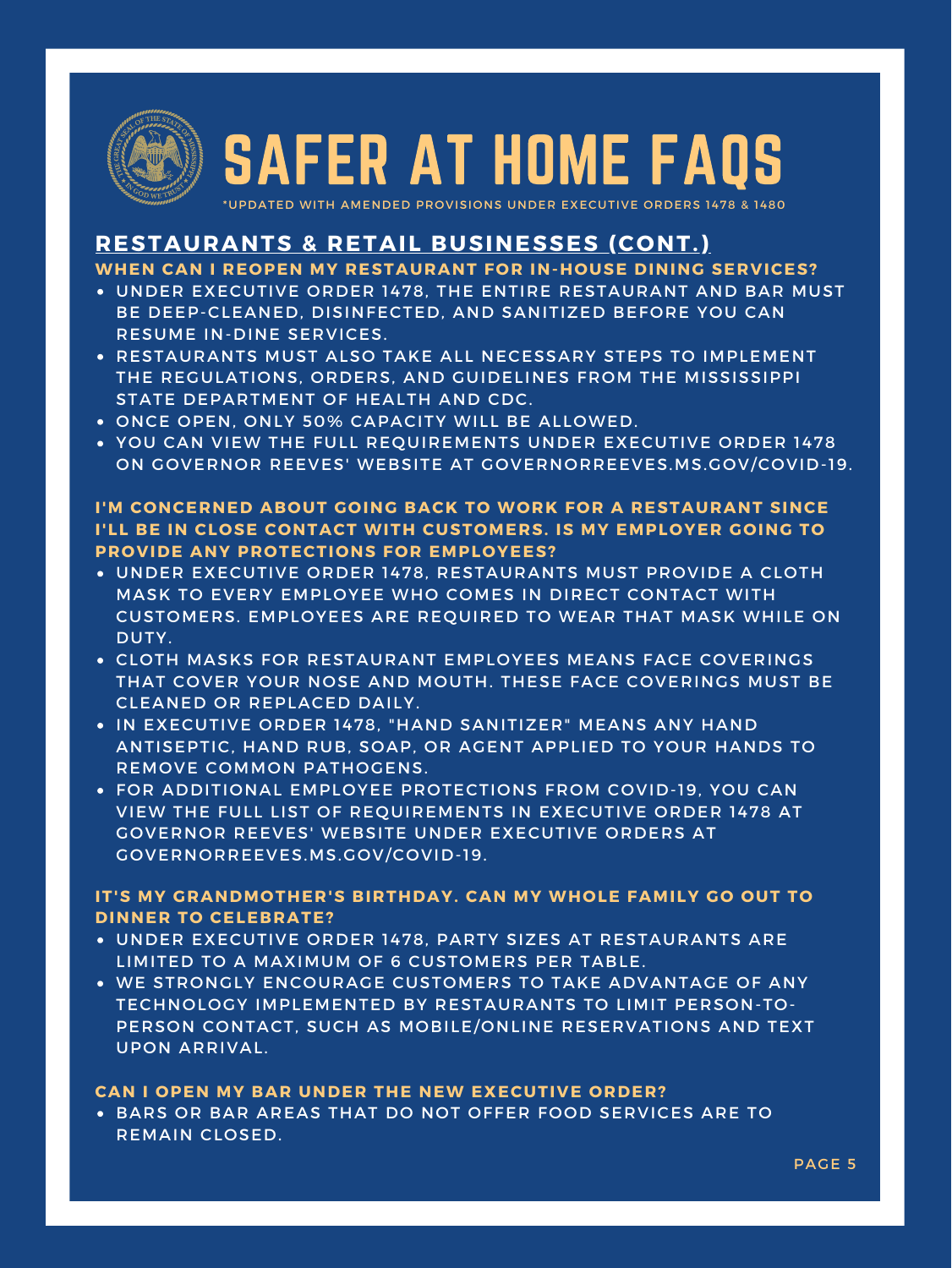# SAFER AT HOME FAQS

*UPDATED WITH AMENDED PROVISIONS UNDER EXECUTIVE ORDERS 1478 & 1480

## RESTAURANTS & RETAIL BUSINESSES (CONT.)

**WHEN CAN I REOPEN MY RESTAURANT FOR IN-HOUSE DINING SERVICES?**

- UNDER EXECUTIVE ORDER 1478, THE ENTIRE RESTAURANT AND BAR MUST BE DEEP-CLEANED, DISINFECTED, AND SANITIZED BEFORE YOU CAN RESUME IN-DINE SERVICES.
- RESTAURANTS MUST ALSO TAKE ALL NECESSARY STEPS TO IMPLEMENT THE REGULATIONS, ORDERS, AND GUIDELINES FROM THE MISSISSIPPI STATE DEPARTMENT OF HEALTH AND CDC.
- ONCE OPEN, ONLY 50% CAPACITY WILL BE ALLOWED.
- YOU CAN VIEW THE FULL REQUIREMENTS UNDER EXECUTIVE ORDER 1478 ON GOVERNOR REEVES' WEBSITE AT GOVERNORREEVES.MS.GOV/COVID-19.

**I'M CONCERNED ABOUT GOING BACK TO WORK FOR A RESTAURANT SINCE I'LL BE IN CLOSE CONTACT WITH CUSTOMERS. IS MY EMPLOYER GOING TO PROVIDE ANY PROTECTIONS FOR EMPLOYEES?**

- UNDER EXECUTIVE ORDER 1478, RESTAURANTS MUST PROVIDE A CLOTH MASK TO EVERY EMPLOYEE WHO COMES IN DIRECT CONTACT WITH CUSTOMERS. EMPLOYEES ARE REQUIRED TO WEAR THAT MASK WHILE ON DUTY.
- CLOTH MASKS FOR RESTAURANT EMPLOYEES MEANS FACE COVERINGS THAT COVER YOUR NOSE AND MOUTH. THESE FACE COVERINGS MUST BE CLEANED OR REPLACED DAILY.
- IN EXECUTIVE ORDER 1478, "HAND SANITIZER" MEANS ANY HAND ANTISEPTIC, HAND RUB, SOAP, OR AGENT APPLIED TO YOUR HANDS TO REMOVE COMMON PATHOGENS.
- FOR ADDITIONAL EMPLOYEE PROTECTIONS FROM COVID-19, YOU CAN VIEW THE FULL LIST OF REQUIREMENTS IN EXECUTIVE ORDER 1478 AT GOVERNOR REEVES' WEBSITE UNDER EXECUTIVE ORDERS AT GOVERNORREEVES.MS.GOV/COVID-19.

**IT'S MY GRANDMOTHER'S BIRTHDAY. CAN MY WHOLE FAMILY GO OUT TO DINNER TO CELEBRATE?**

- UNDER EXECUTIVE ORDER 1478, PARTY SIZES AT RESTAURANTS ARE LIMITED TO A MAXIMUM OF 6 CUSTOMERS PER TABLE.
- WE STRONGLY ENCOURAGE CUSTOMERS TO TAKE ADVANTAGE OF ANY TECHNOLOGY IMPLEMENTED BY RESTAURANTS TO LIMIT PERSON-TO-PERSON CONTACT, SUCH AS MOBILE/ONLINE RESERVATIONS AND TEXT UPON ARRIVAL.

**CAN I OPEN MY BAR UNDER THE NEW EXECUTIVE ORDER?**

- BARS OR BAR AREAS THAT DO NOT OFFER FOOD SERVICES ARE TO REMAIN CLOSED.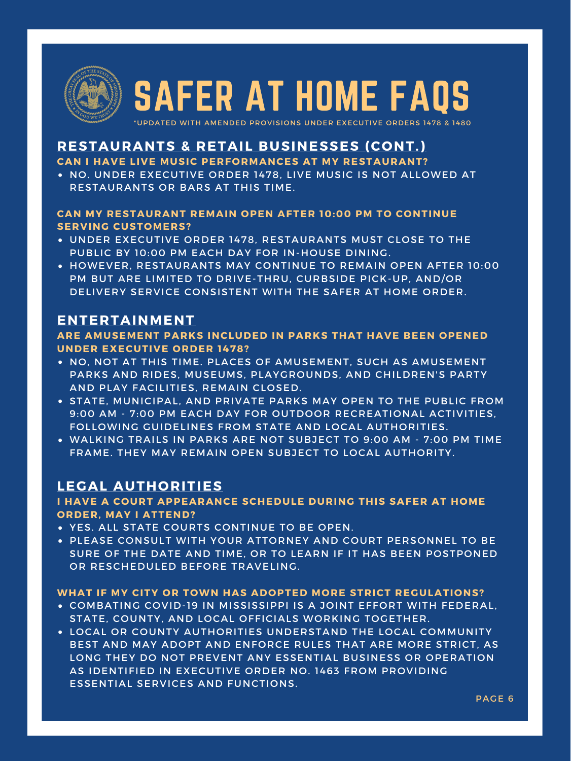# SAFER AT HOME FAQS

*UPDATED WITH AMENDED PROVISIONS UNDER EXECUTIVE ORDERS 1478 & 1480

## RESTAURANTS & RETAIL BUSINESSES (CONT.)

**CAN I HAVE LIVE MUSIC PERFORMANCES AT MY RESTAURANT?**

- NO. UNDER EXECUTIVE ORDER 1478, LIVE MUSIC IS NOT ALLOWED AT RESTAURANTS OR BARS AT THIS TIME.

**CAN MY RESTAURANT REMAIN OPEN AFTER 10:00 PM TO CONTINUE SERVING CUSTOMERS?**

- UNDER EXECUTIVE ORDER 1478, RESTAURANTS MUST CLOSE TO THE PUBLIC BY 10:00 PM EACH DAY FOR IN-HOUSE DINING.
- HOWEVER, RESTAURANTS MAY CONTINUE TO REMAIN OPEN AFTER 10:00 PM BUT ARE LIMITED TO DRIVE-THRU, CURBSIDE PICK-UP, AND/OR DELIVERY SERVICE CONSISTENT WITH THE SAFER AT HOME ORDER.

## ENTERTAINMENT

**ARE AMUSEMENT PARKS INCLUDED IN PARKS THAT HAVE BEEN OPENED UNDER EXECUTIVE ORDER 1478?**

- NO, NOT AT THIS TIME. PLACES OF AMUSEMENT, SUCH AS AMUSEMENT PARKS AND RIDES, MUSEUMS, PLAYGROUNDS, AND CHILDREN'S PARTY AND PLAY FACILITIES, REMAIN CLOSED.
- STATE, MUNICIPAL, AND PRIVATE PARKS MAY OPEN TO THE PUBLIC FROM 9:00 AM - 7:00 PM EACH DAY FOR OUTDOOR RECREATIONAL ACTIVITIES, FOLLOWING GUIDELINES FROM STATE AND LOCAL AUTHORITIES.
- WALKING TRAILS IN PARKS ARE NOT SUBJECT TO 9:00 AM - 7:00 PM TIME FRAME. THEY MAY REMAIN OPEN SUBJECT TO LOCAL AUTHORITY.

## LEGAL AUTHORITIES

**I HAVE A COURT APPEARANCE SCHEDULE DURING THIS SAFER AT HOME ORDER, MAY I ATTEND?**

- YES. ALL STATE COURTS CONTINUE TO BE OPEN.
- PLEASE CONSULT WITH YOUR ATTORNEY AND COURT PERSONNEL TO BE SURE OF THE DATE AND TIME, OR TO LEARN IF IT HAS BEEN POSTPONED OR RESCHEDULED BEFORE TRAVELING.

**WHAT IF MY CITY OR TOWN HAS ADOPTED MORE STRICT REGULATIONS?**

- COMBATING COVID-19 IN MISSISSIPPI IS A JOINT EFFORT WITH FEDERAL, STATE, COUNTY, AND LOCAL OFFICIALS WORKING TOGETHER.
- LOCAL OR COUNTY AUTHORITIES UNDERSTAND THE LOCAL COMMUNITY BEST AND MAY ADOPT AND ENFORCE RULES THAT ARE MORE STRICT, AS LONG THEY DO NOT PREVENT ANY ESSENTIAL BUSINESS OR OPERATION AS IDENTIFIED IN EXECUTIVE ORDER NO. 1463 FROM PROVIDING ESSENTIAL SERVICES AND FUNCTIONS.